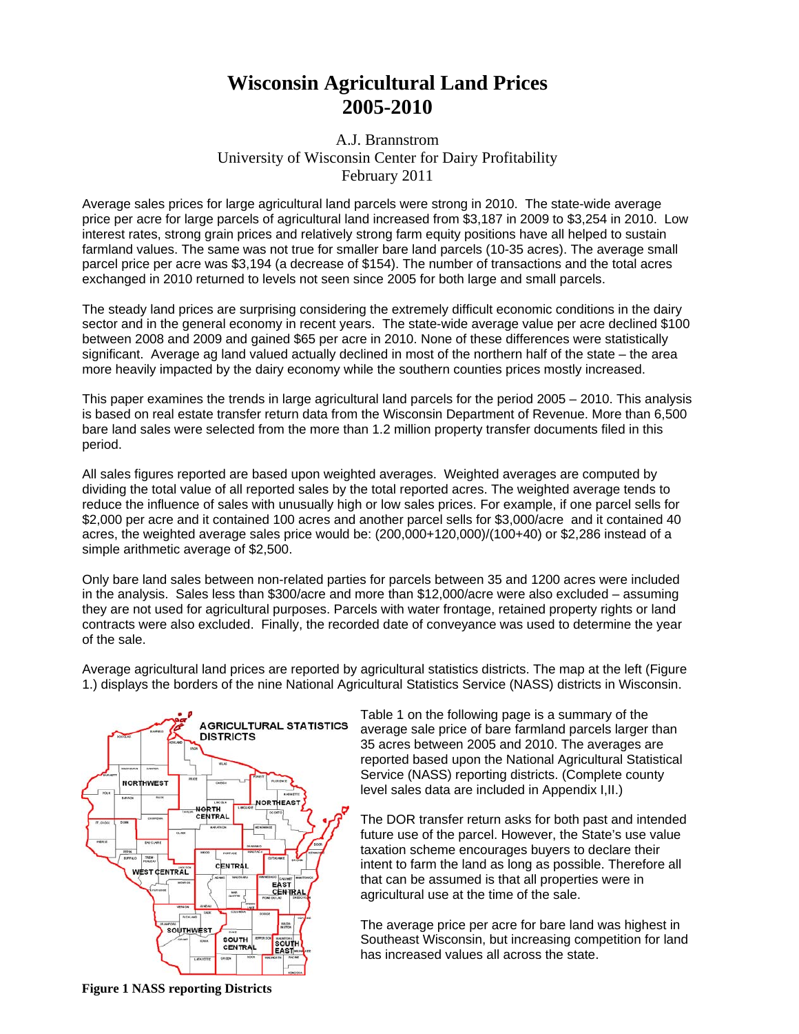# Wisconsin Agricultural Land Prices 2005-2010

A.J. Brannstrom
University of Wisconsin Center for Dairy Profitability
February 2011

Average sales prices for large agricultural land parcels were strong in 2010. The state-wide average price per acre for large parcels of agricultural land increased from $3,187 in 2009 to $3,254 in 2010. Low interest rates, strong grain prices and relatively strong farm equity positions have all helped to sustain farmland values. The same was not true for smaller bare land parcels (10-35 acres). The average small parcel price per acre was $3,194 (a decrease of $154). The number of transactions and the total acres exchanged in 2010 returned to levels not seen since 2005 for both large and small parcels.

The steady land prices are surprising considering the extremely difficult economic conditions in the dairy sector and in the general economy in recent years. The state-wide average value per acre declined $100 between 2008 and 2009 and gained $65 per acre in 2010. None of these differences were statistically significant. Average ag land valued actually declined in most of the northern half of the state – the area more heavily impacted by the dairy economy while the southern counties prices mostly increased.

This paper examines the trends in large agricultural land parcels for the period 2005 – 2010. This analysis is based on real estate transfer return data from the Wisconsin Department of Revenue. More than 6,500 bare land sales were selected from the more than 1.2 million property transfer documents filed in this period.

All sales figures reported are based upon weighted averages. Weighted averages are computed by dividing the total value of all reported sales by the total reported acres. The weighted average tends to reduce the influence of sales with unusually high or low sales prices. For example, if one parcel sells for $2,000 per acre and it contained 100 acres and another parcel sells for $3,000/acre and it contained 40 acres, the weighted average sales price would be: (200,000+120,000)/(100+40) or $2,286 instead of a simple arithmetic average of $2,500.

Only bare land sales between non-related parties for parcels between 35 and 1200 acres were included in the analysis. Sales less than $300/acre and more than $12,000/acre were also excluded – assuming they are not used for agricultural purposes. Parcels with water frontage, retained property rights or land contracts were also excluded. Finally, the recorded date of conveyance was used to determine the year of the sale.

Average agricultural land prices are reported by agricultural statistics districts. The map at the left (Figure 1.) displays the borders of the nine National Agricultural Statistics Service (NASS) districts in Wisconsin.

Table 1 on the following page is a summary of the average sale price of bare farmland parcels larger than 35 acres between 2005 and 2010. The averages are reported based upon the National Agricultural Statistical Service (NASS) reporting districts. (Complete county level sales data are included in Appendix I,II.)

The DOR transfer return asks for both past and intended future use of the parcel. However, the State's use value taxation scheme encourages buyers to declare their intent to farm the land as long as possible. Therefore all that can be assumed is that all properties were in agricultural use at the time of the sale.

The average price per acre for bare land was highest in Southeast Wisconsin, but increasing competition for land has increased values all across the state.

**Figure 1 NASS reporting Districts**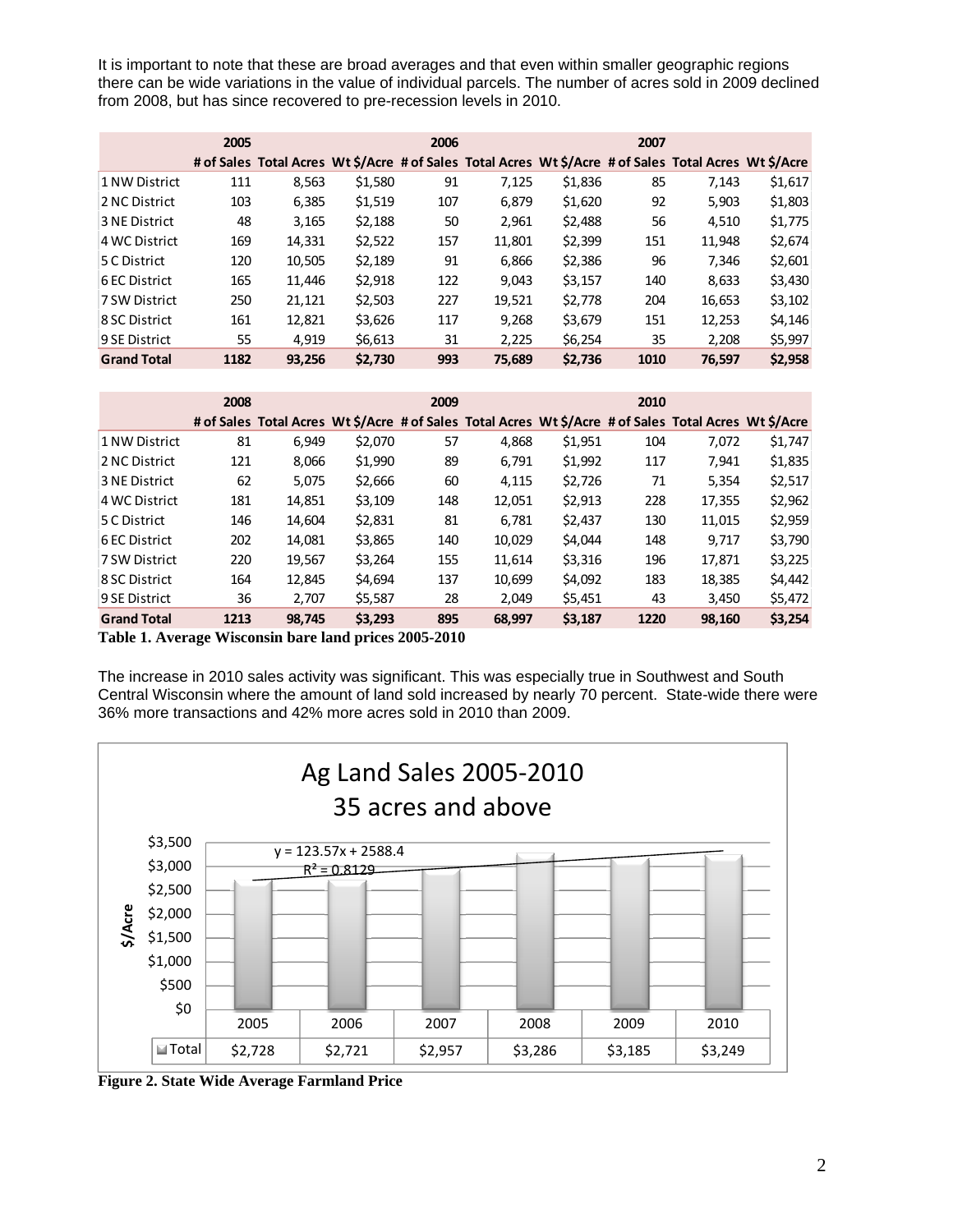It is important to note that these are broad averages and that even within smaller geographic regions there can be wide variations in the value of individual parcels. The number of acres sold in 2009 declined from 2008, but has since recovered to pre-recession levels in 2010.

| | 2005 | | | 2006 | | | 2007 | | |
|---|---|---|---|---|---|---|---|---|---|
| | # of Sales | Total Acres | Wt $/Acre | # of Sales | Total Acres | Wt $/Acre | # of Sales | Total Acres | Wt $/Acre |
| 1 NW District | 111 | 8,563 | $1,580 | 91 | 7,125 | $1,836 | 85 | 7,143 | $1,617 |
| 2 NC District | 103 | 6,385 | $1,519 | 107 | 6,879 | $1,620 | 92 | 5,903 | $1,803 |
| 3 NE District | 48 | 3,165 | $2,188 | 50 | 2,961 | $2,488 | 56 | 4,510 | $1,775 |
| 4 WC District | 169 | 14,331 | $2,522 | 157 | 11,801 | $2,399 | 151 | 11,948 | $2,674 |
| 5 C District | 120 | 10,505 | $2,189 | 91 | 6,866 | $2,386 | 96 | 7,346 | $2,601 |
| 6 EC District | 165 | 11,446 | $2,918 | 122 | 9,043 | $3,157 | 140 | 8,633 | $3,430 |
| 7 SW District | 250 | 21,121 | $2,503 | 227 | 19,521 | $2,778 | 204 | 16,653 | $3,102 |
| 8 SC District | 161 | 12,821 | $3,626 | 117 | 9,268 | $3,679 | 151 | 12,253 | $4,146 |
| 9 SE District | 55 | 4,919 | $6,613 | 31 | 2,225 | $6,254 | 35 | 2,208 | $5,997 |
| **Grand Total** | **1182** | **93,256** | **$2,730** | **993** | **75,689** | **$2,736** | **1010** | **76,597** | **$2,958** |

| | 2008 | | | 2009 | | | 2010 | | |
|---|---|---|---|---|---|---|---|---|---|
| | # of Sales | Total Acres | Wt $/Acre | # of Sales | Total Acres | Wt $/Acre | # of Sales | Total Acres | Wt $/Acre |
| 1 NW District | 81 | 6,949 | $2,070 | 57 | 4,868 | $1,951 | 104 | 7,072 | $1,747 |
| 2 NC District | 121 | 8,066 | $1,990 | 89 | 6,791 | $1,992 | 117 | 7,941 | $1,835 |
| 3 NE District | 62 | 5,075 | $2,666 | 60 | 4,115 | $2,726 | 71 | 5,354 | $2,517 |
| 4 WC District | 181 | 14,851 | $3,109 | 148 | 12,051 | $2,913 | 228 | 17,355 | $2,962 |
| 5 C District | 146 | 14,604 | $2,831 | 81 | 6,781 | $2,437 | 130 | 11,015 | $2,959 |
| 6 EC District | 202 | 14,081 | $3,865 | 140 | 10,029 | $4,044 | 148 | 9,717 | $3,790 |
| 7 SW District | 220 | 19,567 | $3,264 | 155 | 11,614 | $3,316 | 196 | 17,871 | $3,225 |
| 8 SC District | 164 | 12,845 | $4,694 | 137 | 10,699 | $4,092 | 183 | 18,385 | $4,442 |
| 9 SE District | 36 | 2,707 | $5,587 | 28 | 2,049 | $5,451 | 43 | 3,450 | $5,472 |
| **Grand Total** | **1213** | **98,745** | **$3,293** | **895** | **68,997** | **$3,187** | **1220** | **98,160** | **$3,254** |

**Table 1. Average Wisconsin bare land prices 2005-2010**

The increase in 2010 sales activity was significant. This was especially true in Southwest and South Central Wisconsin where the amount of land sold increased by nearly 70 percent. State-wide there were 36% more transactions and 42% more acres sold in 2010 than 2009.

Ag Land Sales 2005-2010
35 acres and above

$y = 123.57x + 2588.4$
$R^2 = 0.8129$

| | 2005 | 2006 | 2007 | 2008 | 2009 | 2010 |
|---|---|---|---|---|---|---|
| Total | $2,728 | $2,721 | $2,957 | $3,286 | $3,185 | $3,249 |

**Figure 2. State Wide Average Farmland Price**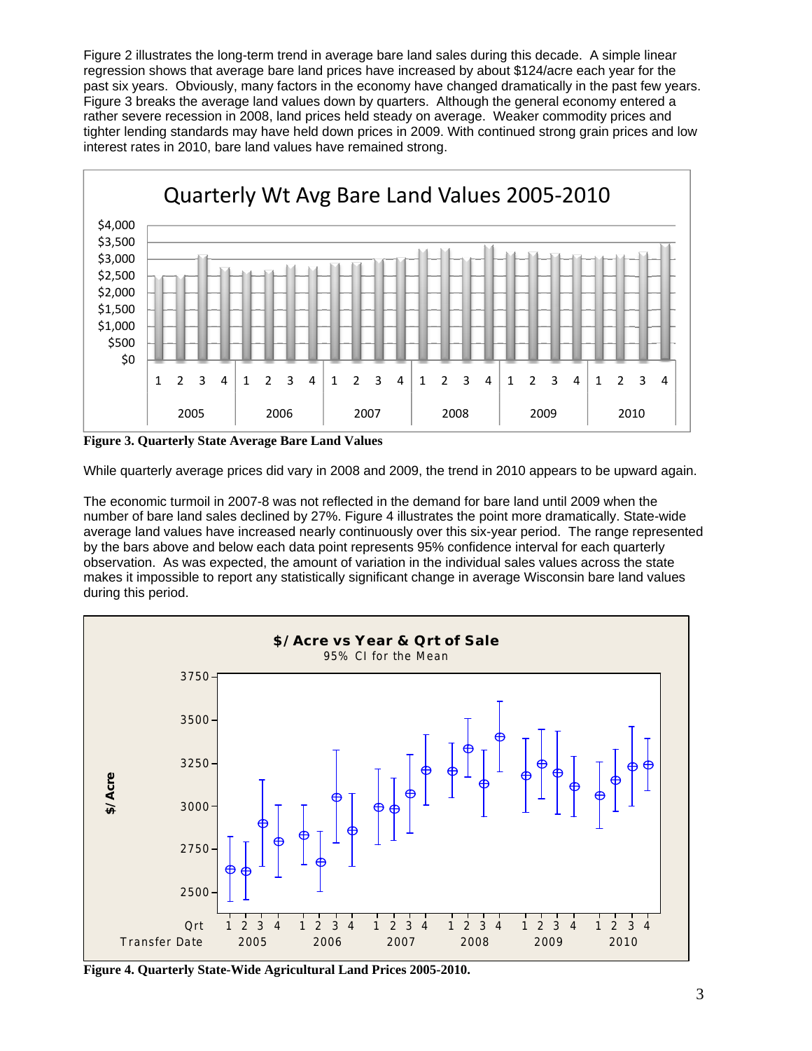Figure 2 illustrates the long-term trend in average bare land sales during this decade. A simple linear regression shows that average bare land prices have increased by about $124/acre each year for the past six years. Obviously, many factors in the economy have changed dramatically in the past few years. Figure 3 breaks the average land values down by quarters. Although the general economy entered a rather severe recession in 2008, land prices held steady on average. Weaker commodity prices and tighter lending standards may have held down prices in 2009. With continued strong grain prices and low interest rates in 2010, bare land values have remained strong.

**Figure 3. Quarterly State Average Bare Land Values**

While quarterly average prices did vary in 2008 and 2009, the trend in 2010 appears to be upward again.

The economic turmoil in 2007-8 was not reflected in the demand for bare land until 2009 when the number of bare land sales declined by 27%. Figure 4 illustrates the point more dramatically. State-wide average land values have increased nearly continuously over this six-year period. The range represented by the bars above and below each data point represents 95% confidence interval for each quarterly observation. As was expected, the amount of variation in the individual sales values across the state makes it impossible to report any statistically significant change in average Wisconsin bare land values during this period.

**Figure 4. Quarterly State-Wide Agricultural Land Prices 2005-2010.**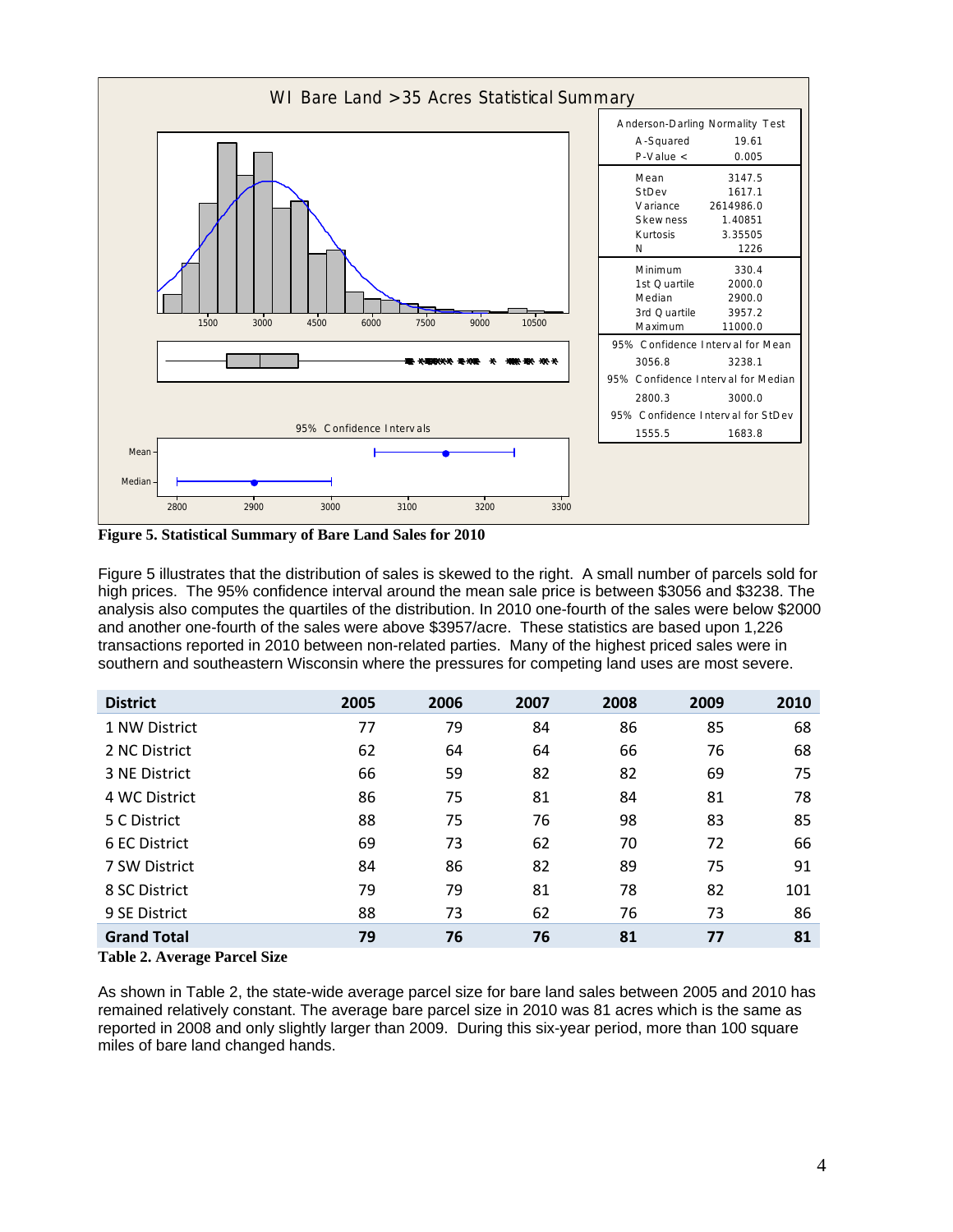**WI Bare Land >35 Acres Statistical Summary**

| Anderson-Darling Normality Test | |
|---|---|
| A-Squared | 19.61 |
| P-Value < | 0.005 |
| Mean | 3147.5 |
| StDev | 1617.1 |
| Variance | 2614986.0 |
| Skewness | 1.40851 |
| Kurtosis | 3.35505 |
| N | 1226 |
| Minimum | 330.4 |
| 1st Quartile | 2000.0 |
| Median | 2900.0 |
| 3rd Quartile | 3957.2 |
| Maximum | 11000.0 |
| 95% Confidence Interval for Mean | |
| 3056.8 | 3238.1 |
| 95% Confidence Interval for Median | |
| 2800.3 | 3000.0 |
| 95% Confidence Interval for StDev | |
| 1555.5 | 1683.8 |

**Figure 5. Statistical Summary of Bare Land Sales for 2010**

Figure 5 illustrates that the distribution of sales is skewed to the right. A small number of parcels sold for high prices. The 95% confidence interval around the mean sale price is between $3056 and $3238. The analysis also computes the quartiles of the distribution. In 2010 one-fourth of the sales were below $2000 and another one-fourth of the sales were above $3957/acre. These statistics are based upon 1,226 transactions reported in 2010 between non-related parties. Many of the highest priced sales were in southern and southeastern Wisconsin where the pressures for competing land uses are most severe.

| District | 2005 | 2006 | 2007 | 2008 | 2009 | 2010 |
|---|---|---|---|---|---|---|
| 1 NW District | 77 | 79 | 84 | 86 | 85 | 68 |
| 2 NC District | 62 | 64 | 64 | 66 | 76 | 68 |
| 3 NE District | 66 | 59 | 82 | 82 | 69 | 75 |
| 4 WC District | 86 | 75 | 81 | 84 | 81 | 78 |
| 5 C District | 88 | 75 | 76 | 98 | 83 | 85 |
| 6 EC District | 69 | 73 | 62 | 70 | 72 | 66 |
| 7 SW District | 84 | 86 | 82 | 89 | 75 | 91 |
| 8 SC District | 79 | 79 | 81 | 78 | 82 | 101 |
| 9 SE District | 88 | 73 | 62 | 76 | 73 | 86 |
| **Grand Total** | **79** | **76** | **76** | **81** | **77** | **81** |

**Table 2. Average Parcel Size**

As shown in Table 2, the state-wide average parcel size for bare land sales between 2005 and 2010 has remained relatively constant. The average bare parcel size in 2010 was 81 acres which is the same as reported in 2008 and only slightly larger than 2009. During this six-year period, more than 100 square miles of bare land changed hands.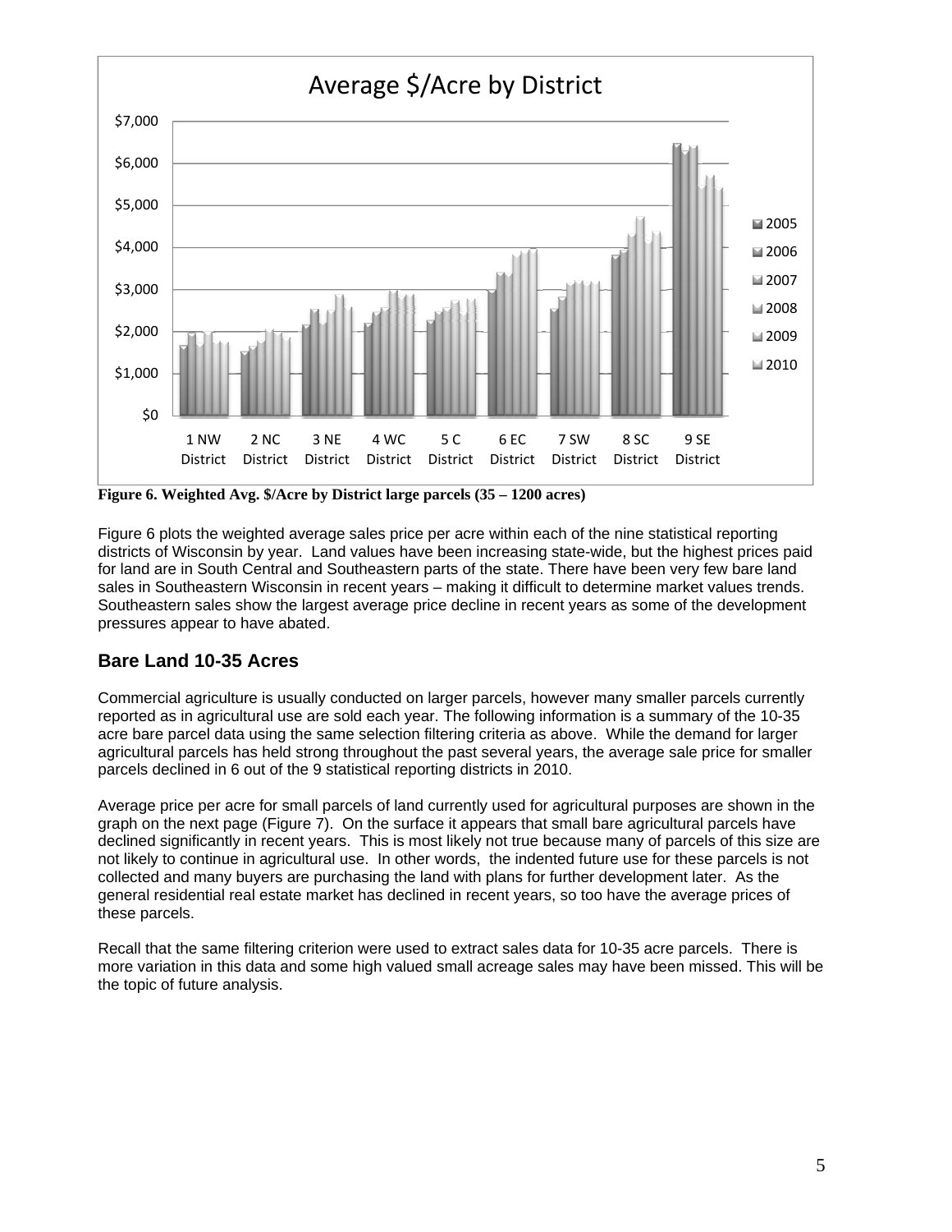Figure 6. Weighted Avg. $/Acre by District large parcels (35 – 1200 acres)

Figure 6 plots the weighted average sales price per acre within each of the nine statistical reporting districts of Wisconsin by year. Land values have been increasing state-wide, but the highest prices paid for land are in South Central and Southeastern parts of the state. There have been very few bare land sales in Southeastern Wisconsin in recent years – making it difficult to determine market values trends. Southeastern sales show the largest average price decline in recent years as some of the development pressures appear to have abated.

## Bare Land 10-35 Acres

Commercial agriculture is usually conducted on larger parcels, however many smaller parcels currently reported as in agricultural use are sold each year. The following information is a summary of the 10-35 acre bare parcel data using the same selection filtering criteria as above. While the demand for larger agricultural parcels has held strong throughout the past several years, the average sale price for smaller parcels declined in 6 out of the 9 statistical reporting districts in 2010.

Average price per acre for small parcels of land currently used for agricultural purposes are shown in the graph on the next page (Figure 7). On the surface it appears that small bare agricultural parcels have declined significantly in recent years. This is most likely not true because many of parcels of this size are not likely to continue in agricultural use. In other words, the indented future use for these parcels is not collected and many buyers are purchasing the land with plans for further development later. As the general residential real estate market has declined in recent years, so too have the average prices of these parcels.

Recall that the same filtering criterion were used to extract sales data for 10-35 acre parcels. There is more variation in this data and some high valued small acreage sales may have been missed. This will be the topic of future analysis.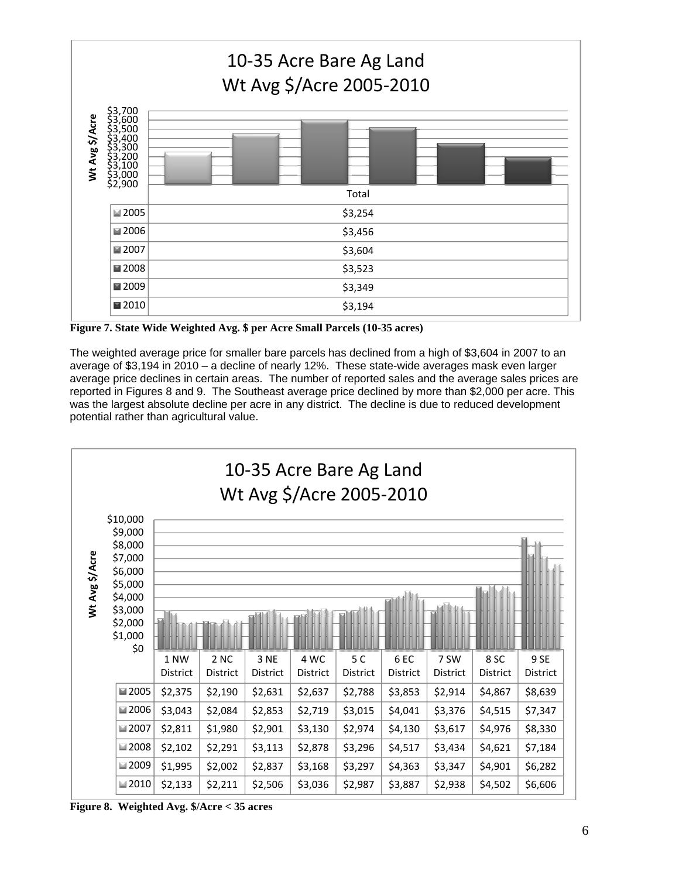**10-35 Acre Bare Ag Land**
**Wt Avg $/Acre 2005-2010**

| | Total |
|---|---|
| 2005 | $3,254 |
| 2006 | $3,456 |
| 2007 | $3,604 |
| 2008 | $3,523 |
| 2009 | $3,349 |
| 2010 | $3,194 |

**Figure 7. State Wide Weighted Avg. $ per Acre Small Parcels (10-35 acres)**

The weighted average price for smaller bare parcels has declined from a high of $3,604 in 2007 to an average of $3,194 in 2010 – a decline of nearly 12%. These state-wide averages mask even larger average price declines in certain areas. The number of reported sales and the average sales prices are reported in Figures 8 and 9. The Southeast average price declined by more than $2,000 per acre. This was the largest absolute decline per acre in any district. The decline is due to reduced development potential rather than agricultural value.

**10-35 Acre Bare Ag Land**
**Wt Avg $/Acre 2005-2010**

| | 1 NW District | 2 NC District | 3 NE District | 4 WC District | 5 C District | 6 EC District | 7 SW District | 8 SC District | 9 SE District |
|---|---|---|---|---|---|---|---|---|---|
| 2005 | $2,375 | $2,190 | $2,631 | $2,637 | $2,788 | $3,853 | $2,914 | $4,867 | $8,639 |
| 2006 | $3,043 | $2,084 | $2,853 | $2,719 | $3,015 | $4,041 | $3,376 | $4,515 | $7,347 |
| 2007 | $2,811 | $1,980 | $2,901 | $3,130 | $2,974 | $4,130 | $3,617 | $4,976 | $8,330 |
| 2008 | $2,102 | $2,291 | $3,113 | $2,878 | $3,296 | $4,517 | $3,434 | $4,621 | $7,184 |
| 2009 | $1,995 | $2,002 | $2,837 | $3,168 | $3,297 | $4,363 | $3,347 | $4,901 | $6,282 |
| 2010 | $2,133 | $2,211 | $2,506 | $3,036 | $2,987 | $3,887 | $2,938 | $4,502 | $6,606 |

**Figure 8. Weighted Avg. $/Acre < 35 acres**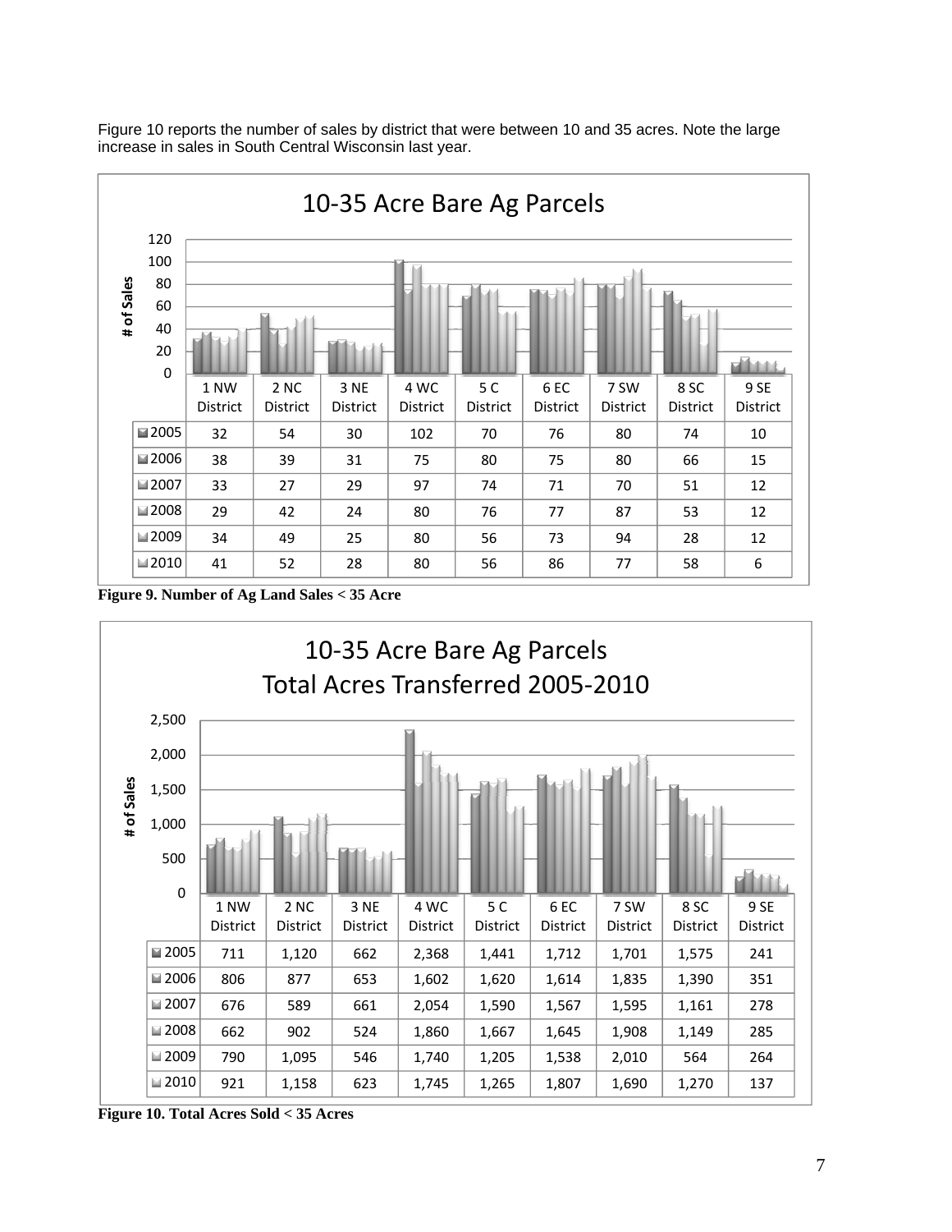Figure 10 reports the number of sales by district that were between 10 and 35 acres. Note the large increase in sales in South Central Wisconsin last year.

## 10-35 Acre Bare Ag Parcels

| | 1 NW District | 2 NC District | 3 NE District | 4 WC District | 5 C District | 6 EC District | 7 SW District | 8 SC District | 9 SE District |
|---|---|---|---|---|---|---|---|---|---|
| 2005 | 32 | 54 | 30 | 102 | 70 | 76 | 80 | 74 | 10 |
| 2006 | 38 | 39 | 31 | 75 | 80 | 75 | 80 | 66 | 15 |
| 2007 | 33 | 27 | 29 | 97 | 74 | 71 | 70 | 51 | 12 |
| 2008 | 29 | 42 | 24 | 80 | 76 | 77 | 87 | 53 | 12 |
| 2009 | 34 | 49 | 25 | 80 | 56 | 73 | 94 | 28 | 12 |
| 2010 | 41 | 52 | 28 | 80 | 56 | 86 | 77 | 58 | 6 |

**Figure 9. Number of Ag Land Sales < 35 Acre**

## 10-35 Acre Bare Ag Parcels Total Acres Transferred 2005-2010

| | 1 NW District | 2 NC District | 3 NE District | 4 WC District | 5 C District | 6 EC District | 7 SW District | 8 SC District | 9 SE District |
|---|---|---|---|---|---|---|---|---|---|
| 2005 | 711 | 1,120 | 662 | 2,368 | 1,441 | 1,712 | 1,701 | 1,575 | 241 |
| 2006 | 806 | 877 | 653 | 1,602 | 1,620 | 1,614 | 1,835 | 1,390 | 351 |
| 2007 | 676 | 589 | 661 | 2,054 | 1,590 | 1,567 | 1,595 | 1,161 | 278 |
| 2008 | 662 | 902 | 524 | 1,860 | 1,667 | 1,645 | 1,908 | 1,149 | 285 |
| 2009 | 790 | 1,095 | 546 | 1,740 | 1,205 | 1,538 | 2,010 | 564 | 264 |
| 2010 | 921 | 1,158 | 623 | 1,745 | 1,265 | 1,807 | 1,690 | 1,270 | 137 |

**Figure 10. Total Acres Sold < 35 Acres**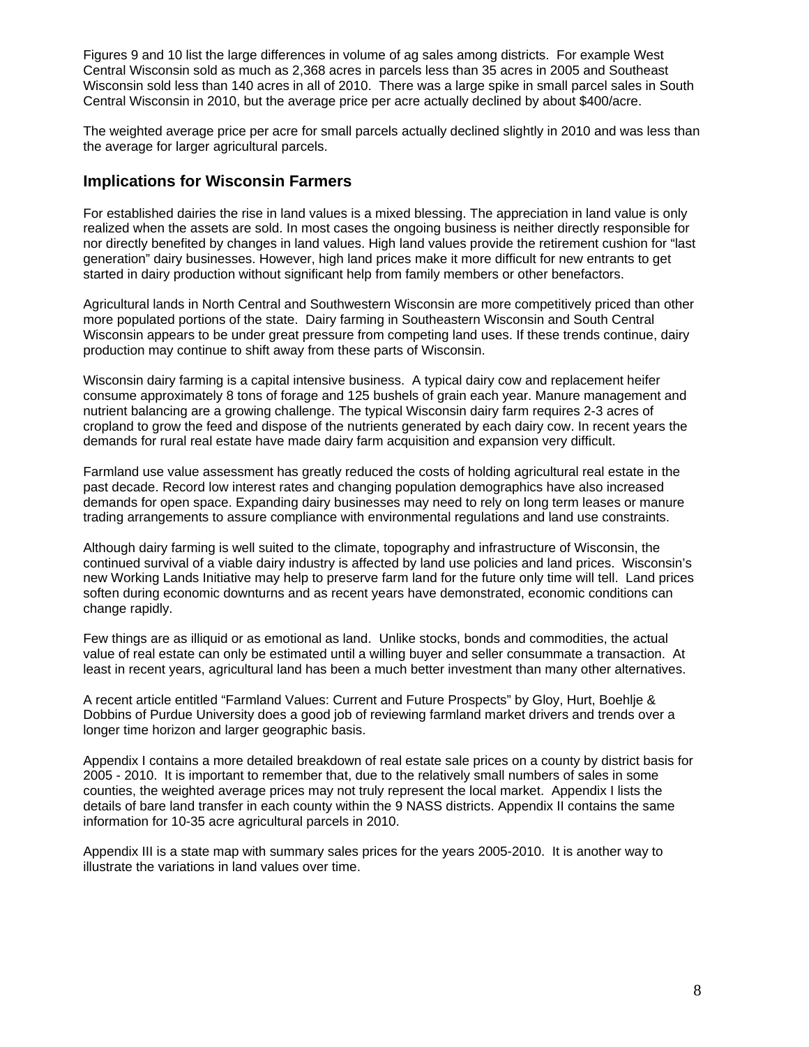Figures 9 and 10 list the large differences in volume of ag sales among districts. For example West Central Wisconsin sold as much as 2,368 acres in parcels less than 35 acres in 2005 and Southeast Wisconsin sold less than 140 acres in all of 2010. There was a large spike in small parcel sales in South Central Wisconsin in 2010, but the average price per acre actually declined by about $400/acre.

The weighted average price per acre for small parcels actually declined slightly in 2010 and was less than the average for larger agricultural parcels.

## Implications for Wisconsin Farmers

For established dairies the rise in land values is a mixed blessing. The appreciation in land value is only realized when the assets are sold. In most cases the ongoing business is neither directly responsible for nor directly benefited by changes in land values. High land values provide the retirement cushion for "last generation" dairy businesses. However, high land prices make it more difficult for new entrants to get started in dairy production without significant help from family members or other benefactors.

Agricultural lands in North Central and Southwestern Wisconsin are more competitively priced than other more populated portions of the state. Dairy farming in Southeastern Wisconsin and South Central Wisconsin appears to be under great pressure from competing land uses. If these trends continue, dairy production may continue to shift away from these parts of Wisconsin.

Wisconsin dairy farming is a capital intensive business. A typical dairy cow and replacement heifer consume approximately 8 tons of forage and 125 bushels of grain each year. Manure management and nutrient balancing are a growing challenge. The typical Wisconsin dairy farm requires 2-3 acres of cropland to grow the feed and dispose of the nutrients generated by each dairy cow. In recent years the demands for rural real estate have made dairy farm acquisition and expansion very difficult.

Farmland use value assessment has greatly reduced the costs of holding agricultural real estate in the past decade. Record low interest rates and changing population demographics have also increased demands for open space. Expanding dairy businesses may need to rely on long term leases or manure trading arrangements to assure compliance with environmental regulations and land use constraints.

Although dairy farming is well suited to the climate, topography and infrastructure of Wisconsin, the continued survival of a viable dairy industry is affected by land use policies and land prices. Wisconsin's new Working Lands Initiative may help to preserve farm land for the future only time will tell. Land prices soften during economic downturns and as recent years have demonstrated, economic conditions can change rapidly.

Few things are as illiquid or as emotional as land. Unlike stocks, bonds and commodities, the actual value of real estate can only be estimated until a willing buyer and seller consummate a transaction. At least in recent years, agricultural land has been a much better investment than many other alternatives.

A recent article entitled "Farmland Values: Current and Future Prospects" by Gloy, Hurt, Boehlje & Dobbins of Purdue University does a good job of reviewing farmland market drivers and trends over a longer time horizon and larger geographic basis.

Appendix I contains a more detailed breakdown of real estate sale prices on a county by district basis for 2005 - 2010. It is important to remember that, due to the relatively small numbers of sales in some counties, the weighted average prices may not truly represent the local market. Appendix I lists the details of bare land transfer in each county within the 9 NASS districts. Appendix II contains the same information for 10-35 acre agricultural parcels in 2010.

Appendix III is a state map with summary sales prices for the years 2005-2010. It is another way to illustrate the variations in land values over time.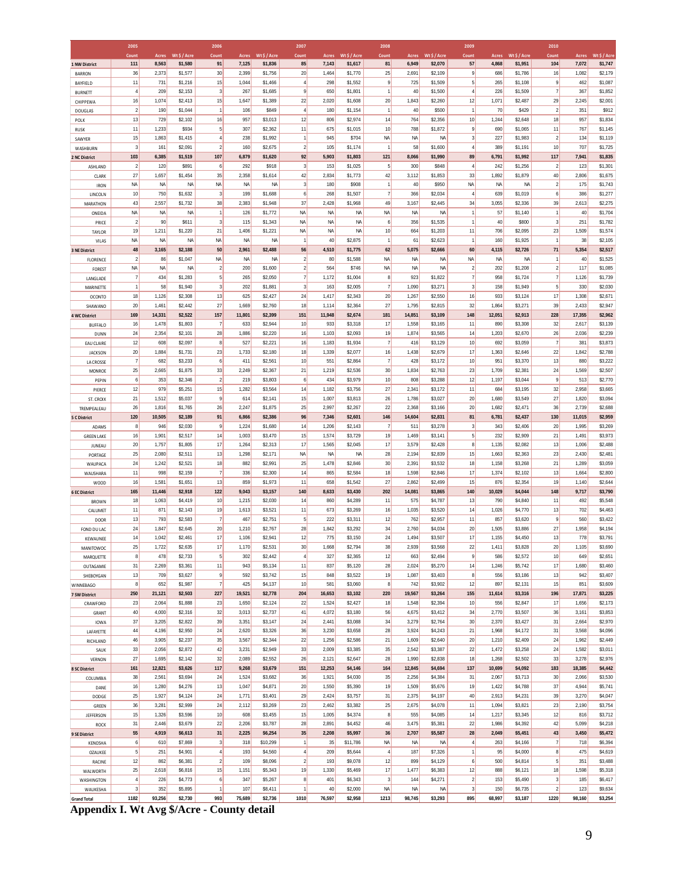| | 2005 | | | 2006 | | | 2007 | | | 2008 | | | 2009 | | | 2010 | | |
|---|---|---|---|---|---|---|---|---|---|---|---|---|---|---|---|---|---|---|
| | Count | Acres | Wt $ / Acre | Count | Acres | Wt $ / Acre | Count | Acres | Wt $ / Acre | Count | Acres | Wt $ / Acre | Count | Acres | Wt $ / Acre | Count | Acres | Wt $ / Acre |
| **1 NW District** | 111 | 8,563 | $1,580 | 91 | 7,125 | $1,836 | 85 | 7,143 | $1,617 | 81 | 6,949 | $2,070 | 57 | 4,868 | $1,951 | 104 | 7,072 | $1,747 |
| BARRON | 36 | 2,373 | $1,577 | 30 | 2,399 | $1,756 | 20 | 1,464 | $1,770 | 25 | 2,691 | $2,109 | 9 | 686 | $1,786 | 16 | 1,082 | $2,179 |
| BAYFIELD | 11 | 731 | $1,216 | 15 | 1,044 | $1,466 | 4 | 298 | $1,552 | 9 | 725 | $1,509 | 5 | 265 | $1,108 | 9 | 462 | $1,087 |
| BURNETT | 4 | 209 | $2,153 | 3 | 267 | $1,685 | 9 | 650 | $1,801 | 1 | 40 | $1,500 | 4 | 226 | $1,509 | 7 | 367 | $1,852 |
| CHIPPEWA | 16 | 1,074 | $2,413 | 15 | 1,647 | $1,389 | 22 | 2,020 | $1,608 | 20 | 1,843 | $2,260 | 12 | 1,071 | $2,487 | 29 | 2,245 | $2,001 |
| DOUGLAS | 2 | 190 | $1,044 | 1 | 106 | $849 | 4 | 180 | $1,154 | 1 | 40 | $500 | 1 | 70 | $429 | 2 | 351 | $912 |
| POLK | 13 | 729 | $2,102 | 16 | 957 | $3,013 | 12 | 806 | $2,974 | 14 | 764 | $2,356 | 10 | 1,244 | $2,648 | 18 | 957 | $1,834 |
| RUSK | 11 | 1,233 | $934 | 5 | 307 | $2,362 | 11 | 675 | $1,015 | 10 | 788 | $1,872 | 9 | 690 | $1,065 | 11 | 767 | $1,145 |
| SAWYER | 15 | 1,863 | $1,415 | 4 | 238 | $1,992 | 1 | 945 | $704 | NA | NA | NA | 3 | 227 | $1,983 | 2 | 134 | $1,119 |
| WASHBURN | 3 | 161 | $2,091 | 2 | 160 | $2,675 | 2 | 105 | $1,174 | 1 | 58 | $1,600 | 4 | 389 | $1,191 | 10 | 707 | $1,725 |
| **2 NC District** | 103 | 6,385 | $1,519 | 107 | 6,879 | $1,620 | 92 | 5,903 | $1,803 | 121 | 8,066 | $1,990 | 89 | 6,791 | $1,992 | 117 | 7,941 | $1,835 |
| ASHLAND | 2 | 120 | $891 | 6 | 292 | $918 | 3 | 153 | $1,025 | 5 | 300 | $848 | 4 | 242 | $1,256 | 2 | 123 | $1,301 |
| CLARK | 27 | 1,657 | $1,454 | 35 | 2,358 | $1,614 | 42 | 2,834 | $1,773 | 42 | 3,112 | $1,853 | 33 | 1,892 | $1,879 | 40 | 2,806 | $1,675 |
| IRON | NA | NA | NA | NA | NA | NA | 3 | 180 | $908 | 1 | 40 | $950 | NA | NA | NA | 2 | 175 | $1,743 |
| LINCOLN | 10 | 750 | $1,632 | 3 | 199 | $1,688 | 6 | 268 | $1,507 | 7 | 366 | $2,034 | 4 | 639 | $1,019 | 6 | 386 | $1,277 |
| MARATHON | 43 | 2,557 | $1,732 | 38 | 2,383 | $1,948 | 37 | 2,428 | $1,968 | 49 | 3,167 | $2,445 | 34 | 3,055 | $2,336 | 39 | 2,613 | $2,275 |
| ONEIDA | NA | NA | NA | 1 | 126 | $1,772 | NA | NA | NA | NA | NA | NA | 1 | 57 | $1,140 | 1 | 40 | $1,704 |
| PRICE | 2 | 90 | $611 | 3 | 115 | $1,343 | NA | NA | NA | 6 | 356 | $1,535 | 1 | 40 | $800 | 3 | 251 | $1,782 |
| TAYLOR | 19 | 1,211 | $1,220 | 21 | 1,406 | $1,221 | NA | NA | NA | 10 | 664 | $1,203 | 11 | 706 | $2,095 | 23 | 1,509 | $1,574 |
| VILAS | NA | NA | NA | NA | NA | NA | 1 | 40 | $2,875 | 1 | 61 | $2,623 | 1 | 160 | $1,925 | 1 | 38 | $2,105 |
| **3 NE District** | 48 | 3,165 | $2,188 | 50 | 2,961 | $2,488 | 56 | 4,510 | $1,775 | 62 | 5,075 | $2,666 | 60 | 4,115 | $2,726 | 71 | 5,354 | $2,517 |
| FLORENCE | 2 | 86 | $1,047 | NA | NA | NA | 2 | 80 | $1,588 | NA | NA | NA | NA | NA | NA | 1 | 40 | $1,525 |
| FOREST | NA | NA | NA | 2 | 200 | $1,600 | 2 | 564 | $746 | NA | NA | NA | 2 | 202 | $1,208 | 2 | 117 | $1,085 |
| LANGLADE | 7 | 434 | $1,283 | 5 | 265 | $2,050 | 7 | 1,172 | $1,004 | 8 | 923 | $1,822 | 7 | 958 | $1,724 | 7 | 1,126 | $1,739 |
| MARINETTE | 1 | 58 | $1,940 | 3 | 202 | $1,881 | 3 | 163 | $2,005 | 7 | 1,090 | $3,271 | 3 | 158 | $1,949 | 5 | 330 | $2,030 |
| OCONTO | 18 | 1,126 | $2,308 | 13 | 625 | $2,427 | 24 | 1,417 | $2,343 | 20 | 1,267 | $2,550 | 16 | 933 | $3,124 | 17 | 1,308 | $2,671 |
| SHAWANO | 20 | 1,461 | $2,442 | 27 | 1,669 | $2,760 | 18 | 1,114 | $2,364 | 27 | 1,795 | $2,815 | 32 | 1,864 | $3,271 | 39 | 2,433 | $2,947 |
| **4 WC District** | 169 | 14,331 | $2,522 | 157 | 11,801 | $2,399 | 151 | 11,948 | $2,674 | 181 | 14,851 | $3,109 | 148 | 12,051 | $2,913 | 228 | 17,355 | $2,962 |
| BUFFALO | 16 | 1,478 | $1,803 | 7 | 633 | $2,944 | 10 | 933 | $3,318 | 17 | 1,558 | $3,165 | 11 | 890 | $3,308 | 32 | 2,617 | $3,139 |
| DUNN | 24 | 2,354 | $2,101 | 28 | 1,886 | $2,220 | 16 | 1,103 | $2,093 | 19 | 1,874 | $3,565 | 14 | 1,203 | $2,670 | 26 | 2,036 | $2,239 |
| EAU CLAIRE | 12 | 608 | $2,097 | 8 | 527 | $2,221 | 16 | 1,183 | $1,934 | 7 | 416 | $3,129 | 10 | 692 | $3,059 | 7 | 381 | $3,873 |
| JACKSON | 20 | 1,884 | $1,731 | 23 | 1,733 | $2,180 | 18 | 1,339 | $2,077 | 16 | 1,438 | $2,679 | 17 | 1,363 | $2,646 | 22 | 1,842 | $2,788 |
| LA CROSSE | 7 | 682 | $3,233 | 6 | 411 | $2,561 | 10 | 551 | $2,864 | 7 | 428 | $3,172 | 10 | 951 | $3,370 | 13 | 880 | $3,222 |
| MONROE | 25 | 2,665 | $1,875 | 33 | 2,249 | $2,367 | 21 | 1,219 | $2,536 | 30 | 1,834 | $2,763 | 23 | 1,709 | $2,381 | 24 | 1,569 | $2,507 |
| PEPIN | 6 | 353 | $2,346 | 2 | 219 | $3,803 | 6 | 434 | $3,979 | 10 | 808 | $3,288 | 12 | 1,197 | $3,044 | 9 | 513 | $2,770 |
| PIERCE | 12 | 979 | $5,251 | 15 | 1,282 | $3,564 | 14 | 1,182 | $3,756 | 27 | 2,341 | $3,172 | 11 | 684 | $3,195 | 32 | 2,958 | $3,665 |
| ST. CROIX | 21 | 1,512 | $5,037 | 9 | 614 | $2,141 | 15 | 1,007 | $3,813 | 26 | 1,786 | $3,027 | 20 | 1,680 | $3,549 | 27 | 1,820 | $3,094 |
| TREMPEALEAU | 26 | 1,816 | $1,765 | 26 | 2,247 | $1,875 | 25 | 2,997 | $2,267 | 22 | 2,368 | $3,166 | 20 | 1,682 | $2,471 | 36 | 2,739 | $2,688 |
| **5 C District** | 120 | 10,505 | $2,189 | 91 | 6,866 | $2,386 | 96 | 7,346 | $2,601 | 146 | 14,604 | $2,831 | 81 | 6,781 | $2,437 | 130 | 11,015 | $2,959 |
| ADAMS | 8 | 946 | $2,030 | 9 | 1,224 | $1,680 | 14 | 1,206 | $2,143 | 7 | 511 | $3,278 | 3 | 343 | $2,406 | 20 | 1,995 | $3,269 |
| GREEN LAKE | 16 | 1,901 | $2,517 | 14 | 1,003 | $3,470 | 15 | 1,574 | $3,729 | 19 | 1,469 | $3,141 | 5 | 232 | $2,909 | 21 | 1,491 | $3,973 |
| JUNEAU | 20 | 1,757 | $1,805 | 17 | 1,264 | $2,313 | 17 | 1,565 | $2,045 | 17 | 3,579 | $2,428 | 8 | 1,135 | $2,082 | 13 | 1,006 | $2,488 |
| PORTAGE | 25 | 2,080 | $2,511 | 13 | 1,298 | $2,171 | NA | NA | NA | 28 | 2,194 | $2,839 | 15 | 1,663 | $2,363 | 23 | 2,430 | $2,481 |
| WAUPACA | 24 | 1,242 | $2,521 | 18 | 882 | $2,991 | 25 | 1,478 | $2,846 | 30 | 2,391 | $3,532 | 18 | 1,158 | $3,268 | 21 | 1,289 | $3,059 |
| WAUSHARA | 11 | 998 | $2,159 | 7 | 336 | $2,300 | 14 | 865 | $2,584 | 18 | 1,598 | $2,846 | 17 | 1,374 | $2,102 | 13 | 1,664 | $2,800 |
| WOOD | 16 | 1,581 | $1,651 | 13 | 859 | $1,973 | 11 | 658 | $1,542 | 27 | 2,862 | $2,499 | 15 | 876 | $2,354 | 19 | 1,140 | $2,644 |
| **6 EC District** | 165 | 11,446 | $2,918 | 122 | 9,043 | $3,157 | 140 | 8,633 | $3,430 | 202 | 14,081 | $3,865 | 140 | 10,029 | $4,044 | 148 | 9,717 | $3,790 |
| BROWN | 18 | 1,063 | $4,419 | 10 | 1,215 | $2,030 | 14 | 860 | $4,289 | 11 | 575 | $4,787 | 13 | 790 | $4,840 | 11 | 492 | $5,548 |
| CALUMET | 11 | 871 | $2,143 | 19 | 1,613 | $3,521 | 11 | 673 | $3,269 | 16 | 1,035 | $3,520 | 14 | 1,026 | $4,770 | 13 | 702 | $4,463 |
| DOOR | 13 | 793 | $2,583 | 7 | 467 | $2,751 | 5 | 222 | $3,311 | 12 | 762 | $2,957 | 11 | 857 | $3,620 | 9 | 560 | $3,422 |
| FOND DU LAC | 24 | 1,847 | $2,645 | 20 | 1,210 | $2,767 | 28 | 1,842 | $3,292 | 34 | 2,760 | $4,034 | 20 | 1,505 | $3,886 | 27 | 1,958 | $4,194 |
| KEWAUNEE | 14 | 1,042 | $2,461 | 17 | 1,106 | $2,941 | 12 | 775 | $3,150 | 24 | 1,494 | $3,507 | 17 | 1,155 | $4,450 | 13 | 778 | $3,791 |
| MANITOWOC | 25 | 1,722 | $2,635 | 17 | 1,170 | $2,531 | 30 | 1,668 | $2,794 | 38 | 2,939 | $3,568 | 22 | 1,411 | $3,828 | 20 | 1,105 | $3,690 |
| MARQUETTE | 8 | 478 | $2,733 | 5 | 302 | $2,442 | 4 | 327 | $2,365 | 12 | 663 | $2,494 | 9 | 586 | $2,572 | 10 | 649 | $2,651 |
| OUTAGAMIE | 31 | 2,269 | $3,361 | 11 | 943 | $5,134 | 11 | 837 | $5,120 | 28 | 2,024 | $5,270 | 14 | 1,246 | $5,742 | 17 | 1,680 | $3,460 |
| SHEBOYGAN | 13 | 709 | $3,627 | 9 | 592 | $3,742 | 15 | 848 | $3,522 | 19 | 1,087 | $3,403 | 8 | 556 | $3,186 | 13 | 942 | $3,407 |
| WINNEBAGO | 8 | 652 | $1,987 | 7 | 425 | $4,137 | 10 | 581 | $3,060 | 8 | 742 | $3,902 | 12 | 897 | $2,131 | 15 | 851 | $3,609 |
| **7 SW District** | 250 | 21,121 | $2,503 | 227 | 19,521 | $2,778 | 204 | 16,653 | $3,102 | 220 | 19,567 | $3,264 | 155 | 11,614 | $3,316 | 196 | 17,871 | $3,225 |
| CRAWFORD | 23 | 2,064 | $1,888 | 23 | 1,650 | $2,124 | 22 | 1,524 | $2,427 | 18 | 1,548 | $2,394 | 10 | 556 | $2,847 | 17 | 1,656 | $2,173 |
| GRANT | 40 | 4,000 | $2,316 | 32 | 3,013 | $2,737 | 41 | 4,072 | $3,180 | 56 | 4,675 | $3,412 | 34 | 2,770 | $3,507 | 36 | 3,161 | $3,853 |
| IOWA | 37 | 3,205 | $2,822 | 39 | 3,351 | $3,147 | 24 | 2,441 | $3,088 | 34 | 3,279 | $2,764 | 30 | 2,370 | $3,427 | 31 | 2,664 | $2,970 |
| LAFAYETTE | 44 | 4,196 | $2,950 | 24 | 2,620 | $3,326 | 36 | 3,230 | $3,658 | 28 | 3,924 | $4,243 | 21 | 1,968 | $4,172 | 31 | 3,568 | $4,096 |
| RICHLAND | 46 | 3,905 | $2,237 | 35 | 3,567 | $2,344 | 22 | 1,256 | $2,586 | 21 | 1,609 | $2,640 | 20 | 1,210 | $2,409 | 24 | 1,962 | $2,449 |
| SAUK | 33 | 2,056 | $2,872 | 42 | 3,231 | $2,949 | 33 | 2,009 | $3,385 | 35 | 2,542 | $3,387 | 22 | 1,472 | $3,258 | 24 | 1,582 | $3,011 |
| VERNON | 27 | 1,695 | $2,142 | 32 | 2,089 | $2,552 | 26 | 2,121 | $2,647 | 28 | 1,990 | $2,838 | 18 | 1,268 | $2,502 | 33 | 3,278 | $2,976 |
| **8 SC District** | 161 | 12,821 | $3,626 | 117 | 9,268 | $3,679 | 151 | 12,253 | $4,146 | 164 | 12,845 | $4,694 | 137 | 10,699 | $4,092 | 183 | 18,385 | $4,442 |
| COLUMBIA | 38 | 2,561 | $3,694 | 24 | 1,524 | $3,682 | 36 | 1,921 | $4,030 | 35 | 2,256 | $4,384 | 31 | 2,067 | $3,713 | 30 | 2,066 | $3,530 |
| DANE | 16 | 1,280 | $4,276 | 13 | 1,047 | $4,871 | 20 | 1,550 | $5,390 | 19 | 1,509 | $5,676 | 19 | 1,422 | $4,788 | 37 | 4,944 | $5,741 |
| DODGE | 25 | 1,927 | $4,124 | 24 | 1,771 | $3,401 | 29 | 2,424 | $3,757 | 31 | 2,375 | $4,197 | 40 | 2,913 | $4,231 | 39 | 3,270 | $4,047 |
| GREEN | 36 | 3,281 | $2,999 | 24 | 2,112 | $3,269 | 23 | 2,462 | $3,382 | 25 | 2,675 | $4,078 | 11 | 1,094 | $3,821 | 23 | 2,190 | $3,754 |
| JEFFERSON | 15 | 1,326 | $3,596 | 10 | 608 | $3,455 | 15 | 1,005 | $4,374 | 8 | 555 | $4,085 | 14 | 1,217 | $3,345 | 12 | 816 | $3,712 |
| ROCK | 31 | 2,446 | $3,679 | 22 | 2,206 | $3,787 | 28 | 2,891 | $4,452 | 46 | 3,475 | $5,381 | 22 | 1,986 | $4,392 | 42 | 5,099 | $4,218 |
| **9 SE District** | 55 | 4,919 | $6,613 | 31 | 2,225 | $6,254 | 35 | 2,208 | $5,997 | 36 | 2,707 | $5,587 | 28 | 2,049 | $5,451 | 43 | 3,450 | $5,472 |
| KENOSHA | 6 | 610 | $7,869 | 3 | 318 | $10,299 | 1 | 35 | $11,786 | NA | NA | NA | 4 | 263 | $4,166 | 7 | 718 | $6,394 |
| OZAUKEE | 5 | 251 | $4,901 | 4 | 193 | $4,560 | 4 | 209 | $5,644 | 4 | 187 | $7,326 | 1 | 95 | $4,000 | 8 | 475 | $4,619 |
| RACINE | 12 | 862 | $6,381 | 2 | 109 | $8,096 | 2 | 193 | $9,078 | 12 | 899 | $4,129 | 6 | 500 | $4,814 | 5 | 351 | $3,488 |
| WALWORTH | 25 | 2,618 | $6,816 | 15 | 1,151 | $5,343 | 19 | 1,330 | $5,469 | 17 | 1,477 | $6,383 | 12 | 888 | $6,121 | 18 | 1,598 | $5,318 |
| WASHINGTON | 4 | 226 | $4,773 | 6 | 347 | $5,267 | 8 | 401 | $6,343 | 3 | 144 | $4,271 | 2 | 153 | $5,490 | 3 | 185 | $6,417 |
| WAUKESHA | 3 | 352 | $5,895 | 1 | 107 | $8,411 | 1 | 40 | $2,000 | NA | NA | NA | 3 | 150 | $6,735 | 2 | 123 | $9,634 |
| **Grand Total** | 1182 | 93,256 | $2,730 | 993 | 75,689 | $2,736 | 1010 | 76,597 | $2,958 | 1213 | 98,745 | $3,293 | 895 | 68,997 | $3,187 | 1220 | 98,160 | $3,254 |

**Appendix I. Wt Avg $/Acre - County detail**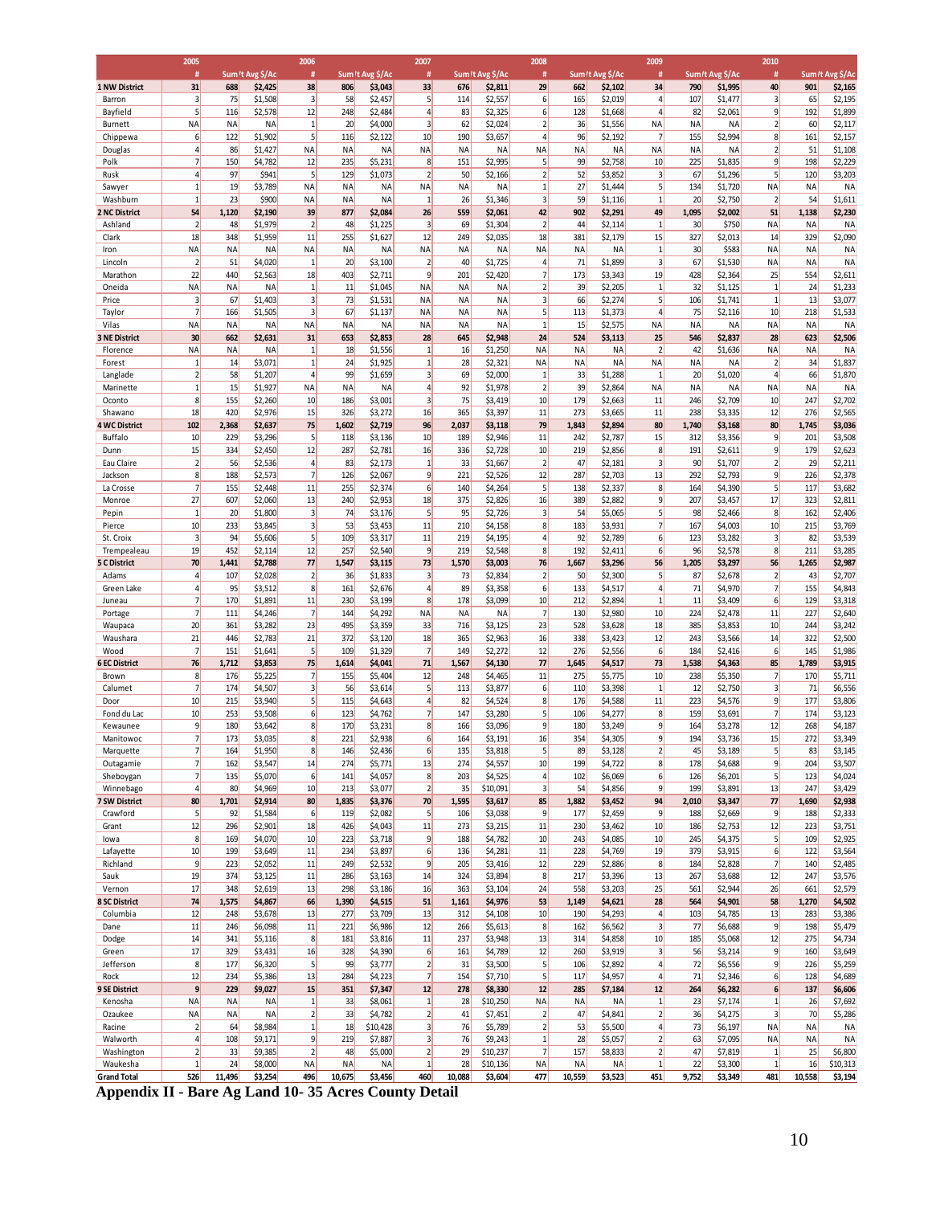| | 2005 | | | 2006 | | | 2007 | | | 2008 | | | 2009 | | | 2010 | | |
|---|---|---|---|---|---|---|---|---|---|---|---|---|---|---|---|---|---|---|
| | # | Sum't | Avg $/Ac | # | Sum't | Avg $/Ac | # | Sum't | Avg $/Ac | # | Sum't | Avg $/Ac | # | Sum't | Avg $/Ac | # | Sum't | Avg $/Ac |
| **1 NW District** | **31** | **688** | **$2,425** | **38** | **806** | **$3,043** | **33** | **676** | **$2,811** | **29** | **662** | **$2,102** | **34** | **790** | **$1,995** | **40** | **901** | **$2,165** |
| Barron | 3 | 75 | $1,508 | 3 | 58 | $2,457 | 5 | 114 | $2,557 | 6 | 165 | $2,019 | 4 | 107 | $1,477 | 3 | 65 | $2,195 |
| Bayfield | 5 | 116 | $2,578 | 12 | 248 | $2,484 | 4 | 83 | $2,325 | 6 | 128 | $1,668 | 4 | 82 | $2,061 | 9 | 192 | $1,899 |
| Burnett | NA | NA | NA | 1 | 20 | $4,000 | 3 | 62 | $2,024 | 2 | 36 | $1,556 | NA | NA | NA | 2 | 60 | $2,117 |
| Chippewa | 6 | 122 | $1,902 | 5 | 116 | $2,122 | 10 | 190 | $3,657 | 4 | 96 | $2,192 | 7 | 155 | $2,994 | 8 | 161 | $2,157 |
| Douglas | 4 | 86 | $1,427 | NA | NA | NA | NA | NA | NA | NA | NA | NA | NA | NA | NA | 2 | 51 | $1,108 |
| Polk | 7 | 150 | $4,782 | 12 | 235 | $5,231 | 8 | 151 | $2,995 | 5 | 99 | $2,758 | 10 | 225 | $1,835 | 9 | 198 | $2,229 |
| Rusk | 4 | 97 | $941 | 5 | 129 | $1,073 | 2 | 50 | $2,166 | 2 | 52 | $3,852 | 3 | 67 | $1,296 | 5 | 120 | $3,203 |
| Sawyer | 1 | 19 | $3,789 | NA | NA | NA | NA | NA | NA | 1 | 27 | $1,444 | 5 | 134 | $1,720 | NA | NA | NA |
| Washburn | 1 | 23 | $900 | NA | NA | NA | 1 | 26 | $1,346 | 3 | 59 | $1,116 | 1 | 20 | $2,750 | 2 | 54 | $1,611 |
| **2 NC District** | **54** | **1,120** | **$2,190** | **39** | **877** | **$2,084** | **26** | **559** | **$2,061** | **42** | **902** | **$2,291** | **49** | **1,095** | **$2,002** | **51** | **1,138** | **$2,230** |
| Ashland | 2 | 48 | $1,979 | 2 | 48 | $1,225 | 3 | 69 | $1,304 | 2 | 44 | $2,114 | 1 | 30 | $750 | NA | NA | NA |
| Clark | 18 | 348 | $1,959 | 11 | 255 | $1,627 | 12 | 249 | $2,035 | 18 | 381 | $2,179 | 15 | 327 | $2,013 | 14 | 329 | $2,090 |
| Iron | NA | NA | NA | NA | NA | NA | NA | NA | NA | NA | NA | NA | 1 | 30 | $583 | NA | NA | NA |
| Lincoln | 2 | 51 | $4,020 | 1 | 20 | $3,100 | 2 | 40 | $1,725 | 4 | 71 | $1,899 | 3 | 67 | $1,530 | NA | NA | NA |
| Marathon | 22 | 440 | $2,563 | 18 | 403 | $2,711 | 9 | 201 | $2,420 | 7 | 173 | $3,343 | 19 | 428 | $2,364 | 25 | 554 | $2,611 |
| Oneida | NA | NA | NA | 1 | 11 | $1,045 | NA | NA | NA | 2 | 39 | $2,205 | 1 | 32 | $1,125 | 1 | 24 | $1,233 |
| Price | 3 | 67 | $1,403 | 3 | 73 | $1,531 | NA | NA | NA | 3 | 66 | $2,274 | 5 | 106 | $1,741 | 1 | 13 | $3,077 |
| Taylor | 7 | 166 | $1,505 | 3 | 67 | $1,137 | NA | NA | NA | 5 | 113 | $1,373 | 4 | 75 | $2,116 | 10 | 218 | $1,533 |
| Vilas | NA | NA | NA | NA | NA | NA | NA | NA | NA | 1 | 15 | $2,575 | NA | NA | NA | NA | NA | NA |
| **3 NE District** | **30** | **662** | **$2,631** | **31** | **653** | **$2,853** | **28** | **645** | **$2,948** | **24** | **524** | **$3,113** | **25** | **546** | **$2,837** | **28** | **623** | **$2,506** |
| Florence | NA | NA | NA | 1 | 18 | $1,556 | 1 | 16 | $1,250 | NA | NA | NA | 2 | 42 | $1,636 | NA | NA | NA |
| Forest | 1 | 14 | $3,071 | 1 | 24 | $1,925 | 1 | 28 | $2,321 | NA | NA | NA | NA | NA | NA | 2 | 34 | $1,837 |
| Langlade | 2 | 58 | $1,207 | 4 | 99 | $1,659 | 3 | 69 | $2,000 | 1 | 33 | $1,288 | 1 | 20 | $1,020 | 4 | 66 | $1,870 |
| Marinette | 1 | 15 | $1,927 | NA | NA | NA | 4 | 92 | $1,978 | 2 | 39 | $2,864 | NA | NA | NA | NA | NA | NA |
| Oconto | 8 | 155 | $2,260 | 10 | 186 | $3,001 | 3 | 75 | $3,419 | 10 | 179 | $2,663 | 11 | 246 | $2,709 | 10 | 247 | $2,702 |
| Shawano | 18 | 420 | $2,976 | 15 | 326 | $3,272 | 16 | 365 | $3,397 | 11 | 273 | $3,665 | 11 | 238 | $3,335 | 12 | 276 | $2,565 |
| **4 WC District** | **102** | **2,368** | **$2,637** | **75** | **1,602** | **$2,719** | **96** | **2,037** | **$3,118** | **79** | **1,843** | **$2,894** | **80** | **1,740** | **$3,168** | **80** | **1,745** | **$3,036** |
| Buffalo | 10 | 229 | $3,296 | 5 | 118 | $3,136 | 10 | 189 | $2,946 | 11 | 242 | $2,787 | 15 | 312 | $3,356 | 9 | 201 | $3,508 |
| Dunn | 15 | 334 | $2,450 | 12 | 287 | $2,781 | 16 | 336 | $2,728 | 10 | 219 | $2,856 | 8 | 191 | $2,611 | 9 | 179 | $2,623 |
| Eau Claire | 2 | 56 | $2,536 | 4 | 83 | $2,173 | 1 | 33 | $1,667 | 2 | 47 | $2,181 | 3 | 90 | $1,707 | 2 | 29 | $2,211 |
| Jackson | 8 | 188 | $2,573 | 7 | 126 | $2,067 | 9 | 221 | $2,526 | 12 | 287 | $2,703 | 13 | 292 | $2,793 | 9 | 226 | $2,378 |
| La Crosse | 7 | 155 | $2,448 | 11 | 255 | $2,374 | 6 | 140 | $4,264 | 5 | 138 | $2,337 | 8 | 164 | $4,390 | 5 | 117 | $3,682 |
| Monroe | 27 | 607 | $2,060 | 13 | 240 | $2,953 | 18 | 375 | $2,826 | 16 | 389 | $2,882 | 9 | 207 | $3,457 | 17 | 323 | $2,811 |
| Pepin | 1 | 20 | $1,800 | 3 | 74 | $3,176 | 5 | 95 | $2,726 | 3 | 54 | $5,065 | 5 | 98 | $2,466 | 8 | 162 | $2,406 |
| Pierce | 10 | 233 | $3,845 | 3 | 53 | $3,453 | 11 | 210 | $4,158 | 8 | 183 | $3,931 | 7 | 167 | $4,003 | 10 | 215 | $3,769 |
| St. Croix | 3 | 94 | $5,606 | 5 | 109 | $3,317 | 11 | 219 | $4,195 | 4 | 92 | $2,789 | 6 | 123 | $3,282 | 3 | 82 | $3,539 |
| Trempealeau | 19 | 452 | $2,114 | 12 | 257 | $2,540 | 9 | 219 | $2,548 | 8 | 192 | $2,411 | 6 | 96 | $2,578 | 8 | 211 | $3,285 |
| **5 C District** | **70** | **1,441** | **$2,788** | **77** | **1,547** | **$3,115** | **73** | **1,570** | **$3,003** | **76** | **1,667** | **$3,296** | **56** | **1,205** | **$3,297** | **56** | **1,265** | **$2,987** |
| Adams | 4 | 107 | $2,028 | 2 | 36 | $1,833 | 3 | 73 | $2,834 | 2 | 50 | $2,300 | 5 | 87 | $2,678 | 2 | 43 | $2,707 |
| Green Lake | 4 | 95 | $3,512 | 8 | 161 | $2,676 | 4 | 89 | $3,358 | 6 | 133 | $4,517 | 4 | 71 | $4,970 | 7 | 155 | $4,843 |
| Juneau | 7 | 170 | $1,891 | 11 | 230 | $3,199 | 8 | 178 | $3,099 | 10 | 212 | $2,894 | 1 | 11 | $3,409 | 6 | 129 | $3,318 |
| Portage | 7 | 111 | $4,246 | 7 | 144 | $4,292 | NA | NA | NA | 7 | 130 | $2,980 | 10 | 224 | $2,478 | 11 | 227 | $2,640 |
| Waupaca | 20 | 361 | $3,282 | 23 | 495 | $3,359 | 33 | 716 | $3,125 | 23 | 528 | $3,628 | 18 | 385 | $3,853 | 10 | 244 | $3,242 |
| Waushara | 21 | 446 | $2,783 | 21 | 372 | $3,120 | 18 | 365 | $2,963 | 16 | 338 | $3,423 | 12 | 243 | $3,566 | 14 | 322 | $2,500 |
| Wood | 7 | 151 | $1,641 | 5 | 109 | $1,329 | 7 | 149 | $2,272 | 12 | 276 | $2,556 | 6 | 184 | $2,416 | 6 | 145 | $1,986 |
| **6 EC District** | **76** | **1,712** | **$3,853** | **75** | **1,614** | **$4,041** | **71** | **1,567** | **$4,130** | **77** | **1,645** | **$4,517** | **73** | **1,538** | **$4,363** | **85** | **1,789** | **$3,915** |
| Brown | 8 | 176 | $5,225 | 7 | 155 | $5,404 | 12 | 248 | $4,465 | 11 | 275 | $5,775 | 10 | 238 | $5,350 | 7 | 170 | $5,711 |
| Calumet | 7 | 174 | $4,507 | 3 | 56 | $3,614 | 5 | 113 | $3,877 | 6 | 110 | $3,398 | 1 | 12 | $2,750 | 3 | 71 | $6,556 |
| Door | 10 | 215 | $3,940 | 5 | 115 | $4,643 | 4 | 82 | $4,524 | 8 | 176 | $4,588 | 11 | 223 | $4,576 | 9 | 177 | $3,806 |
| Fond du Lac | 10 | 253 | $3,508 | 6 | 123 | $4,762 | 7 | 147 | $3,280 | 5 | 106 | $4,277 | 8 | 159 | $3,691 | 7 | 174 | $3,123 |
| Kewaunee | 9 | 180 | $3,642 | 8 | 170 | $3,231 | 8 | 166 | $3,096 | 9 | 180 | $3,249 | 9 | 164 | $3,278 | 12 | 268 | $4,187 |
| Manitowoc | 7 | 173 | $3,035 | 8 | 221 | $2,938 | 6 | 164 | $3,191 | 16 | 354 | $4,305 | 9 | 194 | $3,736 | 15 | 272 | $3,349 |
| Marquette | 7 | 164 | $1,950 | 8 | 146 | $2,436 | 6 | 135 | $3,818 | 5 | 89 | $3,128 | 2 | 45 | $3,189 | 5 | 83 | $3,145 |
| Outagamie | 7 | 162 | $3,547 | 14 | 274 | $5,771 | 13 | 274 | $4,557 | 10 | 199 | $4,722 | 8 | 178 | $4,688 | 9 | 204 | $3,507 |
| Sheboygan | 7 | 135 | $5,070 | 6 | 141 | $4,057 | 8 | 203 | $4,525 | 4 | 102 | $6,069 | 6 | 126 | $6,201 | 5 | 123 | $4,024 |
| Winnebago | 4 | 80 | $4,969 | 10 | 213 | $3,077 | 2 | 35 | $10,091 | 3 | 54 | $4,856 | 9 | 199 | $3,891 | 13 | 247 | $3,429 |
| **7 SW District** | **80** | **1,701** | **$2,914** | **80** | **1,835** | **$3,376** | **70** | **1,595** | **$3,617** | **85** | **1,882** | **$3,452** | **94** | **2,010** | **$3,347** | **77** | **1,690** | **$2,938** |
| Crawford | 5 | 92 | $1,584 | 6 | 119 | $2,082 | 5 | 106 | $3,038 | 9 | 177 | $2,459 | 9 | 188 | $2,669 | 9 | 188 | $2,333 |
| Grant | 12 | 296 | $2,901 | 18 | 426 | $4,043 | 11 | 273 | $3,215 | 11 | 230 | $3,462 | 10 | 186 | $2,753 | 12 | 223 | $3,751 |
| Iowa | 8 | 169 | $4,070 | 10 | 223 | $3,718 | 9 | 188 | $4,782 | 10 | 243 | $4,085 | 10 | 245 | $4,375 | 5 | 109 | $2,925 |
| Lafayette | 10 | 199 | $3,649 | 11 | 234 | $3,897 | 6 | 136 | $4,281 | 11 | 228 | $4,769 | 19 | 379 | $3,915 | 6 | 122 | $3,564 |
| Richland | 9 | 223 | $2,052 | 11 | 249 | $2,532 | 9 | 205 | $3,416 | 12 | 229 | $2,886 | 8 | 184 | $2,828 | 7 | 140 | $2,485 |
| Sauk | 19 | 374 | $3,125 | 11 | 286 | $3,163 | 14 | 324 | $3,894 | 8 | 217 | $3,396 | 13 | 267 | $3,688 | 12 | 247 | $3,576 |
| Vernon | 17 | 348 | $2,619 | 13 | 298 | $3,186 | 16 | 363 | $3,104 | 24 | 558 | $3,203 | 25 | 561 | $2,944 | 26 | 661 | $2,579 |
| **8 SC District** | **74** | **1,575** | **$4,867** | **66** | **1,390** | **$4,515** | **51** | **1,161** | **$4,976** | **53** | **1,149** | **$4,621** | **28** | **564** | **$4,901** | **58** | **1,270** | **$4,502** |
| Columbia | 12 | 248 | $3,678 | 13 | 277 | $3,709 | 13 | 312 | $4,108 | 10 | 190 | $4,293 | 4 | 103 | $4,785 | 13 | 283 | $3,386 |
| Dane | 11 | 246 | $6,098 | 11 | 221 | $6,986 | 12 | 266 | $5,613 | 8 | 162 | $6,562 | 3 | 77 | $6,688 | 9 | 198 | $5,479 |
| Dodge | 14 | 341 | $5,116 | 8 | 181 | $3,816 | 11 | 237 | $3,948 | 13 | 314 | $4,858 | 10 | 185 | $5,068 | 12 | 275 | $4,734 |
| Green | 17 | 329 | $3,431 | 16 | 328 | $4,390 | 6 | 161 | $4,789 | 12 | 260 | $3,919 | 3 | 56 | $3,214 | 9 | 160 | $3,649 |
| Jefferson | 8 | 177 | $6,320 | 5 | 99 | $3,777 | 2 | 31 | $3,500 | 5 | 106 | $2,892 | 4 | 72 | $6,556 | 9 | 226 | $5,259 |
| Rock | 12 | 234 | $5,386 | 13 | 284 | $4,223 | 7 | 154 | $7,710 | 5 | 117 | $4,957 | 4 | 71 | $2,346 | 6 | 128 | $4,689 |
| **9 SE District** | **9** | **229** | **$9,027** | **15** | **351** | **$7,347** | **12** | **278** | **$8,330** | **12** | **285** | **$7,184** | **12** | **264** | **$6,282** | **6** | **137** | **$6,606** |
| Kenosha | NA | NA | NA | 1 | 33 | $8,061 | 1 | 28 | $10,250 | NA | NA | NA | 1 | 23 | $7,174 | 1 | 26 | $7,692 |
| Ozaukee | NA | NA | NA | 2 | 33 | $4,782 | 2 | 41 | $7,451 | 2 | 47 | $4,841 | 2 | 36 | $4,275 | 3 | 70 | $5,286 |
| Racine | 2 | 64 | $8,984 | 1 | 18 | $10,428 | 3 | 76 | $5,789 | 2 | 53 | $5,500 | 4 | 73 | $6,197 | NA | NA | NA |
| Walworth | 4 | 108 | $9,171 | 9 | 219 | $7,887 | 3 | 76 | $9,243 | 1 | 28 | $5,057 | 2 | 63 | $7,095 | NA | NA | NA |
| Washington | 2 | 33 | $9,385 | 2 | 48 | $5,000 | 2 | 29 | $10,237 | 7 | 157 | $8,833 | 2 | 47 | $7,819 | 1 | 25 | $6,800 |
| Waukesha | 1 | 24 | $8,000 | NA | NA | NA | 1 | 28 | $10,136 | NA | NA | NA | 1 | 22 | $3,300 | 1 | 16 | $10,313 |
| **Grand Total** | **526** | **11,496** | **$3,254** | **496** | **10,675** | **$3,456** | **460** | **10,088** | **$3,604** | **477** | **10,559** | **$3,523** | **451** | **9,752** | **$3,349** | **481** | **10,558** | **$3,194** |

**Appendix II - Bare Ag Land 10- 35 Acres County Detail**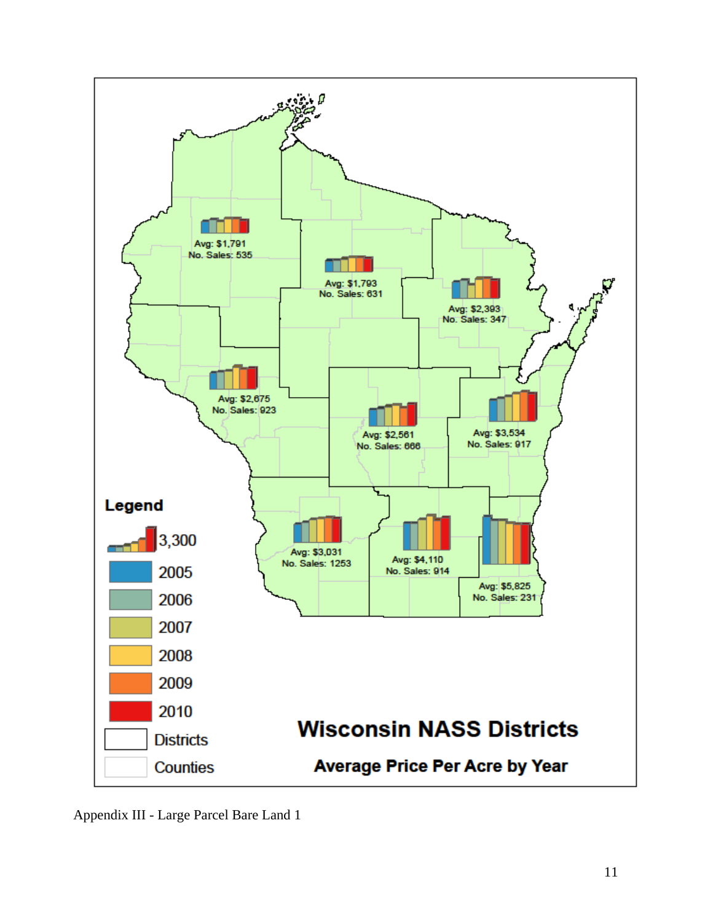Avg: $1,791
No. Sales: 535

Avg: $1,793
No. Sales: 631

Avg: $2,393
No. Sales: 347

Avg: $2,675
No. Sales: 923

Avg: $2,561
No. Sales: 666

Avg: $3,534
No. Sales: 917

Avg: $3,031
No. Sales: 1253

Avg: $4,110
No. Sales: 914

Avg: $5,825
No. Sales: 231

Legend

3,300

2005

2006

2007

2008

2009

2010

Districts

Counties

**Wisconsin NASS Districts**

**Average Price Per Acre by Year**

Appendix III - Large Parcel Bare Land 1